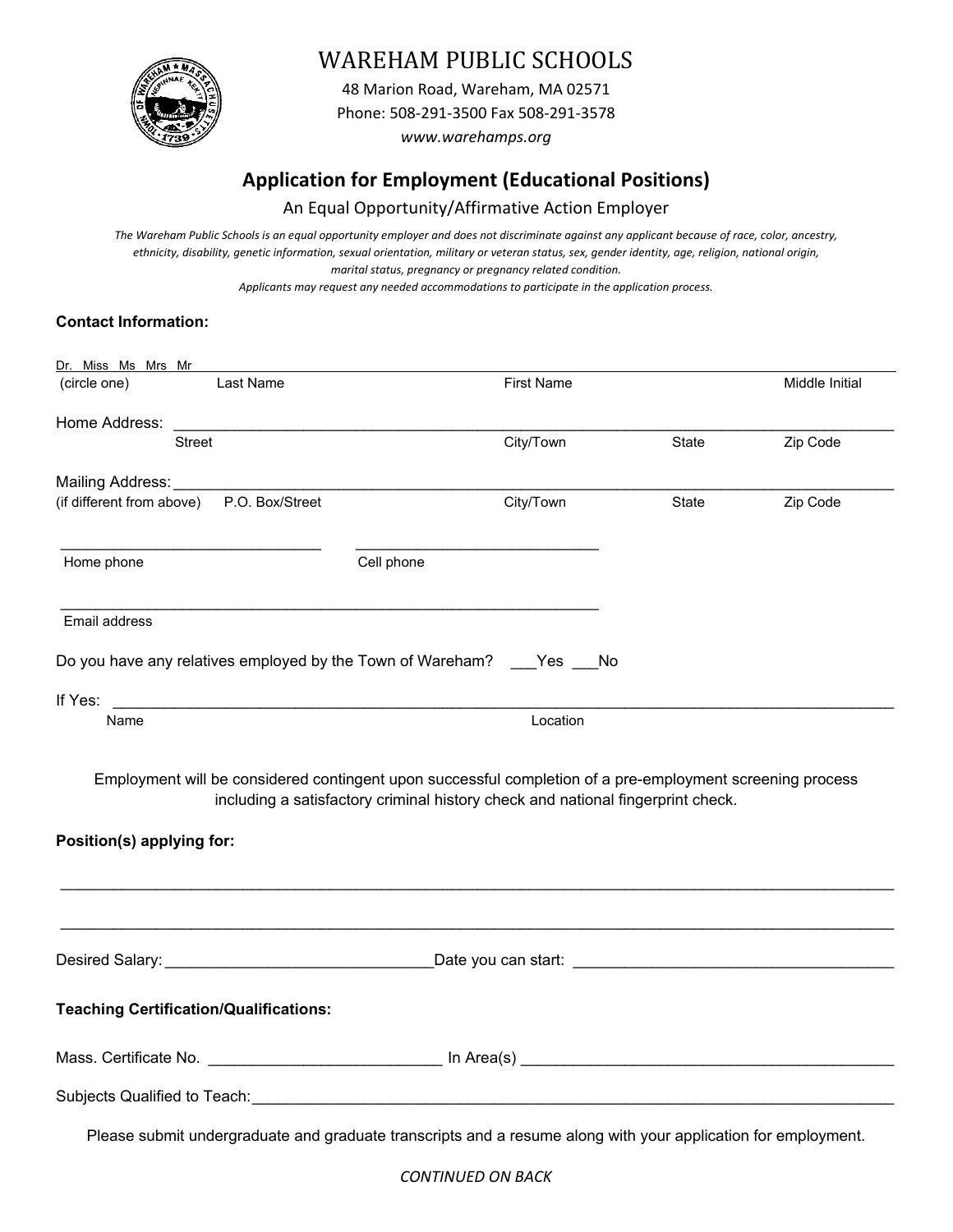# WAREHAM PUBLIC SCHOOLS

48 Marion Road, Wareham, MA 02571
Phone: 508-291-3500 Fax 508-291-3578
*www.warehamps.org*

## Application for Employment (Educational Positions)

An Equal Opportunity/Affirmative Action Employer

*The Wareham Public Schools is an equal opportunity employer and does not discriminate against any applicant because of race, color, ancestry, ethnicity, disability, genetic information, sexual orientation, military or veteran status, sex, gender identity, age, religion, national origin, marital status, pregnancy or pregnancy related condition.*
*Applicants may request any needed accommodations to participate in the application process.*

**Contact Information:**

Dr. Miss Ms Mrs Mr ________________________________________________________________
(circle one) Last Name First Name Middle Initial

Home Address: ________________________________________________________________
Street City/Town State Zip Code

Mailing Address: ________________________________________________________________
(if different from above) P.O. Box/Street City/Town State Zip Code

______________________________ ______________________________
Home phone Cell phone

____________________________________________________________
Email address

Do you have any relatives employed by the Town of Wareham? ___Yes ___No

If Yes: ________________________________________________________________
Name Location

Employment will be considered contingent upon successful completion of a pre-employment screening process including a satisfactory criminal history check and national fingerprint check.

**Position(s) applying for:**

________________________________________________________________

________________________________________________________________

Desired Salary:______________________________Date you can start: ________________________________

**Teaching Certification/Qualifications:**

Mass. Certificate No. __________________________ In Area(s) ________________________________________

Subjects Qualified to Teach:____________________________________________________________

Please submit undergraduate and graduate transcripts and a resume along with your application for employment.

*CONTINUED ON BACK*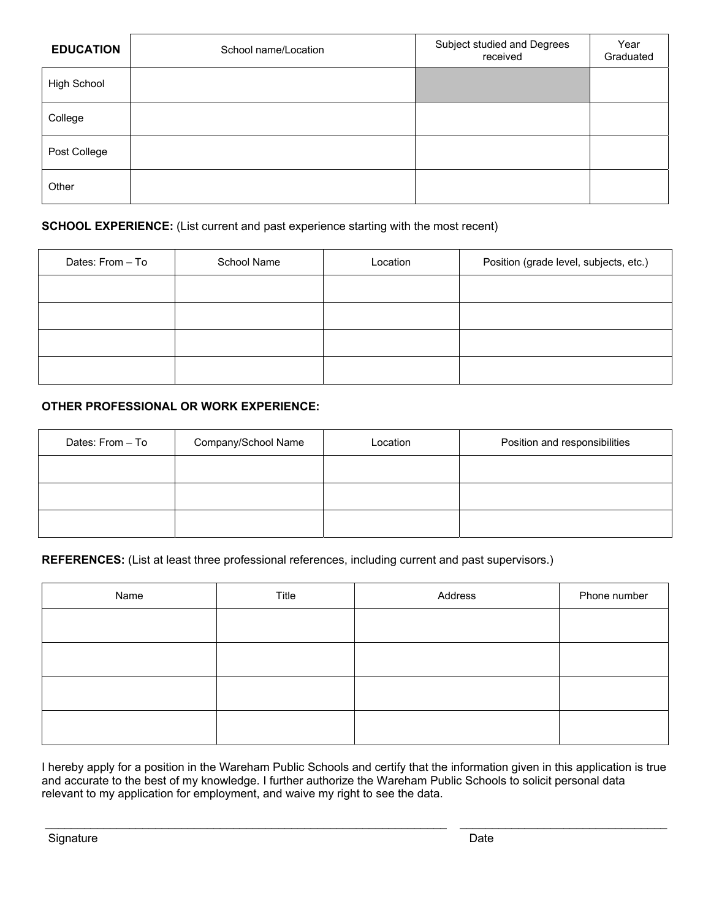| EDUCATION | School name/Location | Subject studied and Degrees received | Year Graduated |
|---|---|---|---|
| High School | | | |
| College | | | |
| Post College | | | |
| Other | | | |

**SCHOOL EXPERIENCE:** (List current and past experience starting with the most recent)

| Dates: From – To | School Name | Location | Position (grade level, subjects, etc.) |
|---|---|---|---|
| | | | |
| | | | |
| | | | |
| | | | |

**OTHER PROFESSIONAL OR WORK EXPERIENCE:**

| Dates: From – To | Company/School Name | Location | Position and responsibilities |
|---|---|---|---|
| | | | |
| | | | |
| | | | |

**REFERENCES:** (List at least three professional references, including current and past supervisors.)

| Name | Title | Address | Phone number |
|---|---|---|---|
| | | | |
| | | | |
| | | | |
| | | | |

I hereby apply for a position in the Wareham Public Schools and certify that the information given in this application is true and accurate to the best of my knowledge. I further authorize the Wareham Public Schools to solicit personal data relevant to my application for employment, and waive my right to see the data.

_________________________________________________________________ ________________________________

Signature Date